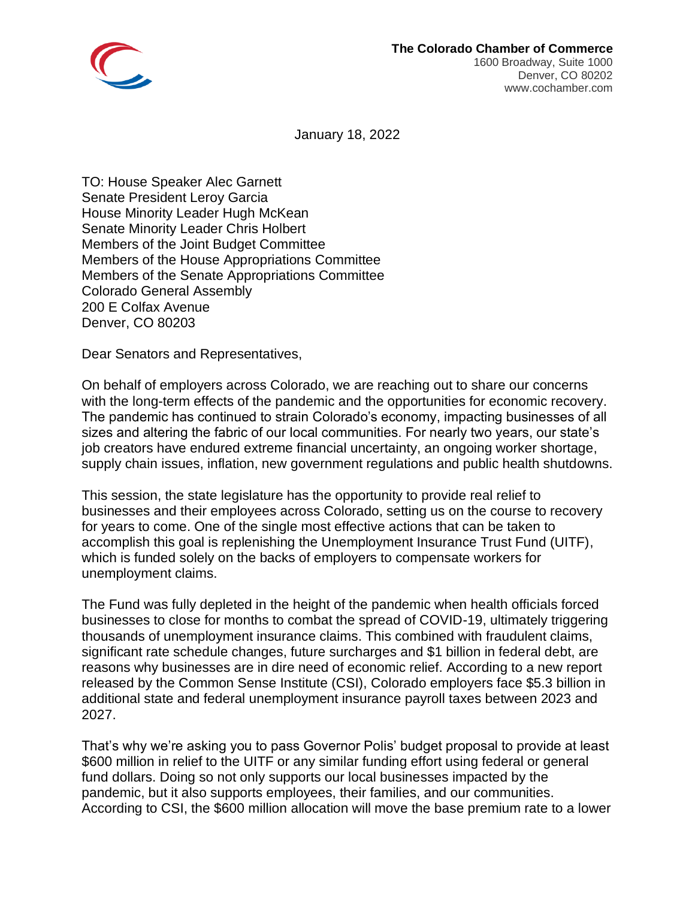**The Colorado Chamber of Commerce**
1600 Broadway, Suite 1000
Denver, CO 80202
www.cochamber.com

January 18, 2022

TO: House Speaker Alec Garnett
Senate President Leroy Garcia
House Minority Leader Hugh McKean
Senate Minority Leader Chris Holbert
Members of the Joint Budget Committee
Members of the House Appropriations Committee
Members of the Senate Appropriations Committee
Colorado General Assembly
200 E Colfax Avenue
Denver, CO 80203

Dear Senators and Representatives,

On behalf of employers across Colorado, we are reaching out to share our concerns with the long-term effects of the pandemic and the opportunities for economic recovery. The pandemic has continued to strain Colorado's economy, impacting businesses of all sizes and altering the fabric of our local communities. For nearly two years, our state's job creators have endured extreme financial uncertainty, an ongoing worker shortage, supply chain issues, inflation, new government regulations and public health shutdowns.

This session, the state legislature has the opportunity to provide real relief to businesses and their employees across Colorado, setting us on the course to recovery for years to come. One of the single most effective actions that can be taken to accomplish this goal is replenishing the Unemployment Insurance Trust Fund (UITF), which is funded solely on the backs of employers to compensate workers for unemployment claims.

The Fund was fully depleted in the height of the pandemic when health officials forced businesses to close for months to combat the spread of COVID-19, ultimately triggering thousands of unemployment insurance claims. This combined with fraudulent claims, significant rate schedule changes, future surcharges and $1 billion in federal debt, are reasons why businesses are in dire need of economic relief. According to a new report released by the Common Sense Institute (CSI), Colorado employers face $5.3 billion in additional state and federal unemployment insurance payroll taxes between 2023 and 2027.

That's why we're asking you to pass Governor Polis' budget proposal to provide at least $600 million in relief to the UITF or any similar funding effort using federal or general fund dollars. Doing so not only supports our local businesses impacted by the pandemic, but it also supports employees, their families, and our communities. According to CSI, the $600 million allocation will move the base premium rate to a lower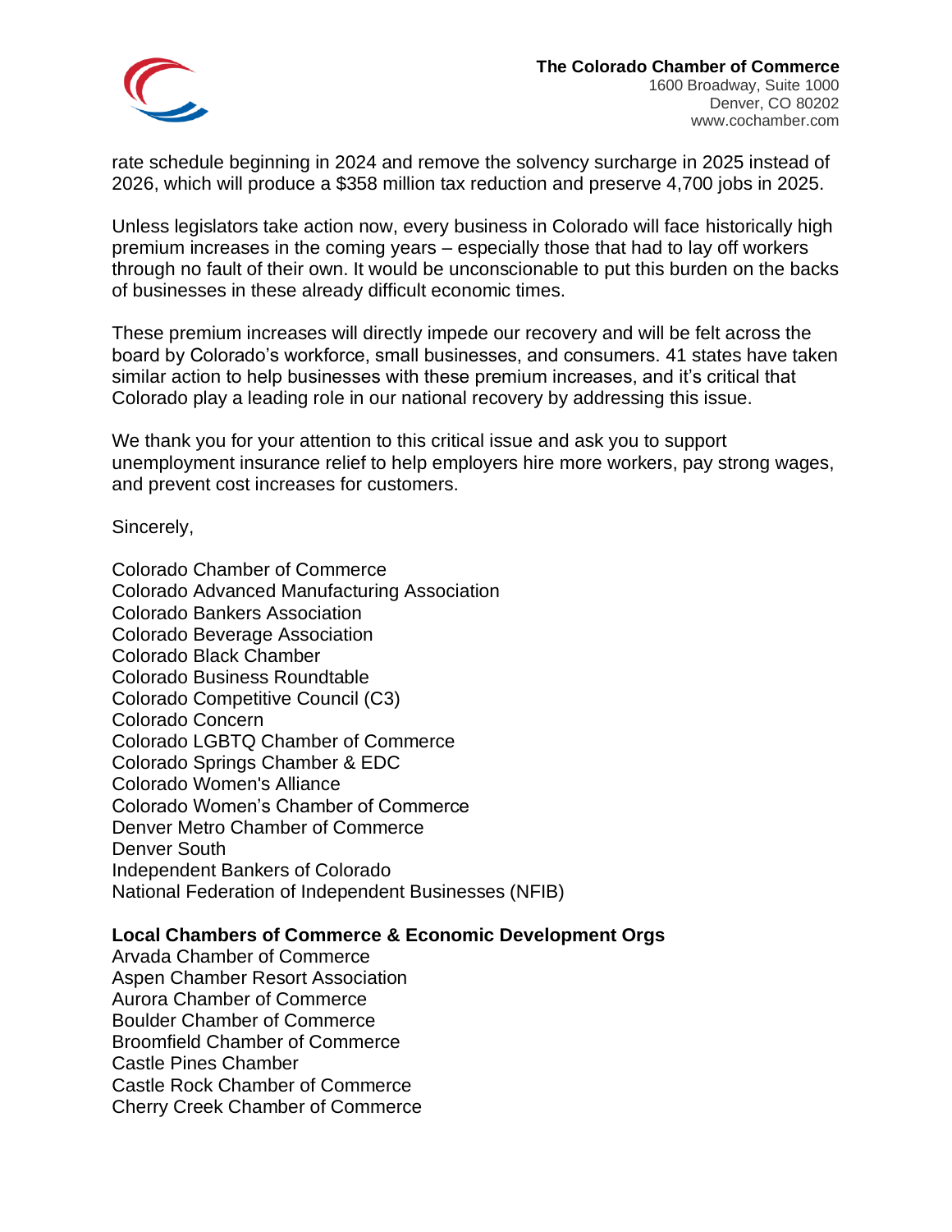rate schedule beginning in 2024 and remove the solvency surcharge in 2025 instead of 2026, which will produce a $358 million tax reduction and preserve 4,700 jobs in 2025.

Unless legislators take action now, every business in Colorado will face historically high premium increases in the coming years – especially those that had to lay off workers through no fault of their own. It would be unconscionable to put this burden on the backs of businesses in these already difficult economic times.

These premium increases will directly impede our recovery and will be felt across the board by Colorado's workforce, small businesses, and consumers. 41 states have taken similar action to help businesses with these premium increases, and it's critical that Colorado play a leading role in our national recovery by addressing this issue.

We thank you for your attention to this critical issue and ask you to support unemployment insurance relief to help employers hire more workers, pay strong wages, and prevent cost increases for customers.

Sincerely,

Colorado Chamber of Commerce
Colorado Advanced Manufacturing Association
Colorado Bankers Association
Colorado Beverage Association
Colorado Black Chamber
Colorado Business Roundtable
Colorado Competitive Council (C3)
Colorado Concern
Colorado LGBTQ Chamber of Commerce
Colorado Springs Chamber & EDC
Colorado Women's Alliance
Colorado Women's Chamber of Commerce
Denver Metro Chamber of Commerce
Denver South
Independent Bankers of Colorado
National Federation of Independent Businesses (NFIB)

**Local Chambers of Commerce & Economic Development Orgs**

Arvada Chamber of Commerce
Aspen Chamber Resort Association
Aurora Chamber of Commerce
Boulder Chamber of Commerce
Broomfield Chamber of Commerce
Castle Pines Chamber
Castle Rock Chamber of Commerce
Cherry Creek Chamber of Commerce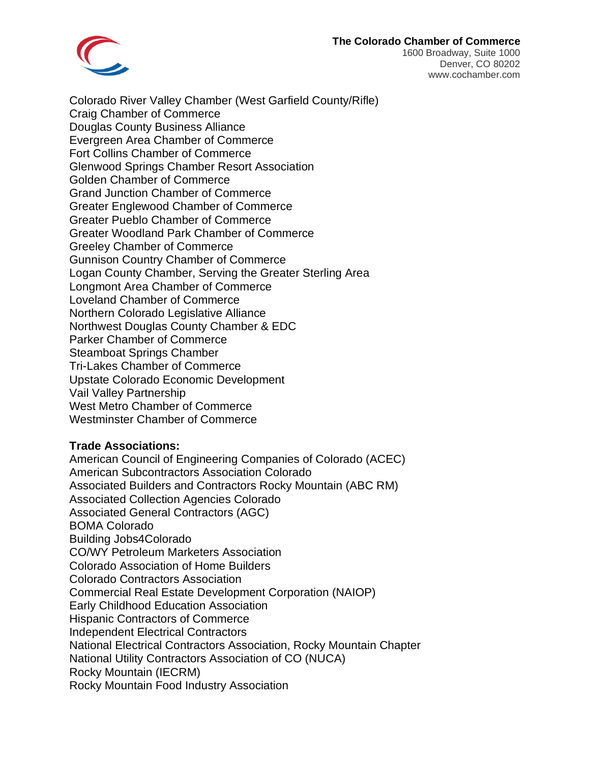Colorado River Valley Chamber (West Garfield County/Rifle)
Craig Chamber of Commerce
Douglas County Business Alliance
Evergreen Area Chamber of Commerce
Fort Collins Chamber of Commerce
Glenwood Springs Chamber Resort Association
Golden Chamber of Commerce
Grand Junction Chamber of Commerce
Greater Englewood Chamber of Commerce
Greater Pueblo Chamber of Commerce
Greater Woodland Park Chamber of Commerce
Greeley Chamber of Commerce
Gunnison Country Chamber of Commerce
Logan County Chamber, Serving the Greater Sterling Area
Longmont Area Chamber of Commerce
Loveland Chamber of Commerce
Northern Colorado Legislative Alliance
Northwest Douglas County Chamber & EDC
Parker Chamber of Commerce
Steamboat Springs Chamber
Tri-Lakes Chamber of Commerce
Upstate Colorado Economic Development
Vail Valley Partnership
West Metro Chamber of Commerce
Westminster Chamber of Commerce

**Trade Associations:**
American Council of Engineering Companies of Colorado (ACEC)
American Subcontractors Association Colorado
Associated Builders and Contractors Rocky Mountain (ABC RM)
Associated Collection Agencies Colorado
Associated General Contractors (AGC)
BOMA Colorado
Building Jobs4Colorado
CO/WY Petroleum Marketers Association
Colorado Association of Home Builders
Colorado Contractors Association
Commercial Real Estate Development Corporation (NAIOP)
Early Childhood Education Association
Hispanic Contractors of Commerce
Independent Electrical Contractors
National Electrical Contractors Association, Rocky Mountain Chapter
National Utility Contractors Association of CO (NUCA)
Rocky Mountain (IECRM)
Rocky Mountain Food Industry Association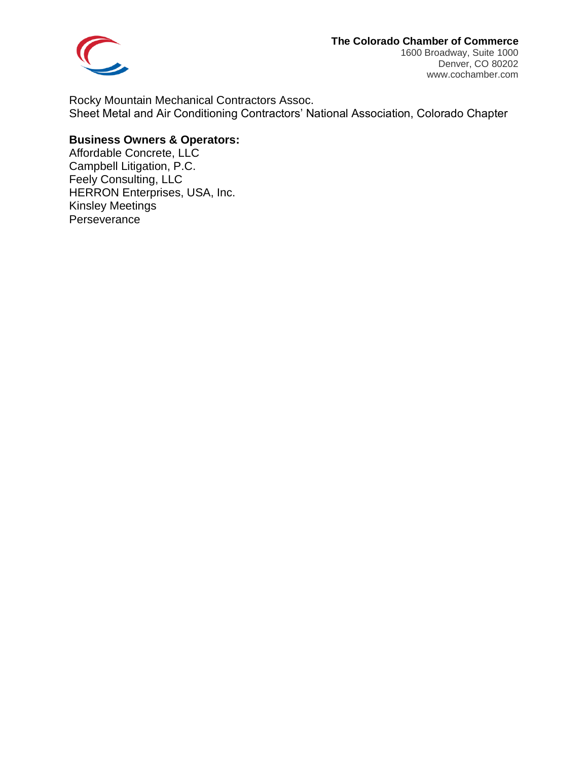Rocky Mountain Mechanical Contractors Assoc.
Sheet Metal and Air Conditioning Contractors' National Association, Colorado Chapter

**Business Owners & Operators:**
Affordable Concrete, LLC
Campbell Litigation, P.C.
Feely Consulting, LLC
HERRON Enterprises, USA, Inc.
Kinsley Meetings
Perseverance